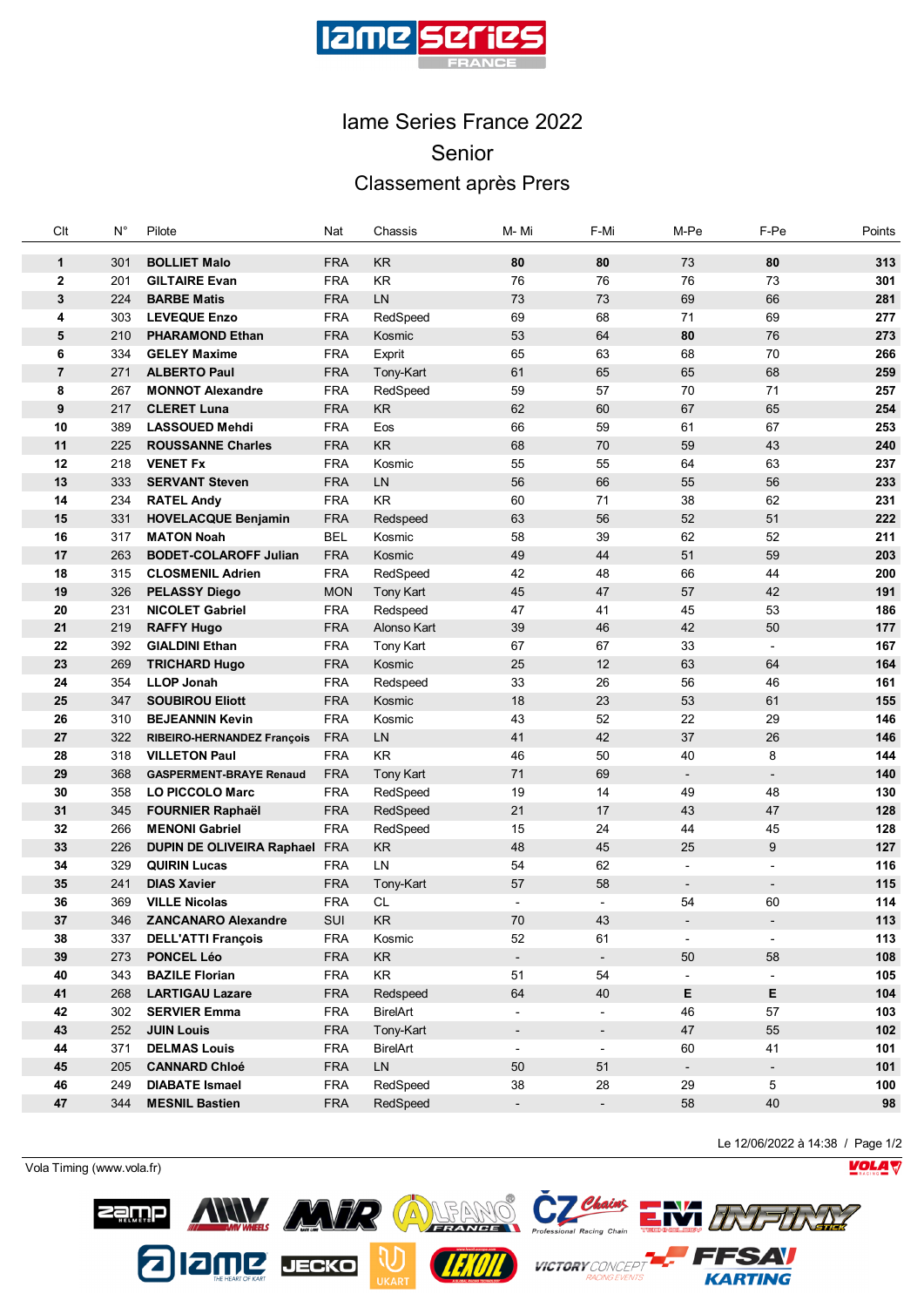# Iame Series France 2022

## Senior

## Classement après Prers

| Clt | N° | Pilote | Nat | Chassis | M- Mi | F-Mi | M-Pe | F-Pe | Points |
|---|---|---|---|---|---|---|---|---|---|
| **1** | 301 | **BOLLIET Malo** | FRA | KR | **80** | **80** | 73 | **80** | **313** |
| **2** | 201 | **GILTAIRE Evan** | FRA | KR | 76 | 76 | 76 | 73 | **301** |
| **3** | 224 | **BARBE Matis** | FRA | LN | 73 | 73 | 69 | 66 | **281** |
| **4** | 303 | **LEVEQUE Enzo** | FRA | RedSpeed | 69 | 68 | 71 | 69 | **277** |
| **5** | 210 | **PHARAMOND Ethan** | FRA | Kosmic | 53 | 64 | **80** | 76 | **273** |
| **6** | 334 | **GELEY Maxime** | FRA | Exprit | 65 | 63 | 68 | 70 | **266** |
| **7** | 271 | **ALBERTO Paul** | FRA | Tony-Kart | 61 | 65 | 65 | 68 | **259** |
| **8** | 267 | **MONNOT Alexandre** | FRA | RedSpeed | 59 | 57 | 70 | 71 | **257** |
| **9** | 217 | **CLERET Luna** | FRA | KR | 62 | 60 | 67 | 65 | **254** |
| **10** | 389 | **LASSOUED Mehdi** | FRA | Eos | 66 | 59 | 61 | 67 | **253** |
| **11** | 225 | **ROUSSANNE Charles** | FRA | KR | 68 | 70 | 59 | 43 | **240** |
| **12** | 218 | **VENET Fx** | FRA | Kosmic | 55 | 55 | 64 | 63 | **237** |
| **13** | 333 | **SERVANT Steven** | FRA | LN | 56 | 66 | 55 | 56 | **233** |
| **14** | 234 | **RATEL Andy** | FRA | KR | 60 | 71 | 38 | 62 | **231** |
| **15** | 331 | **HOVELACQUE Benjamin** | FRA | Redspeed | 63 | 56 | 52 | 51 | **222** |
| **16** | 317 | **MATON Noah** | BEL | Kosmic | 58 | 39 | 62 | 52 | **211** |
| **17** | 263 | **BODET-COLAROFF Julian** | FRA | Kosmic | 49 | 44 | 51 | 59 | **203** |
| **18** | 315 | **CLOSMENIL Adrien** | FRA | RedSpeed | 42 | 48 | 66 | 44 | **200** |
| **19** | 326 | **PELASSY Diego** | MON | Tony Kart | 45 | 47 | 57 | 42 | **191** |
| **20** | 231 | **NICOLET Gabriel** | FRA | Redspeed | 47 | 41 | 45 | 53 | **186** |
| **21** | 219 | **RAFFY Hugo** | FRA | Alonso Kart | 39 | 46 | 42 | 50 | **177** |
| **22** | 392 | **GIALDINI Ethan** | FRA | Tony Kart | 67 | 67 | 33 | - | **167** |
| **23** | 269 | **TRICHARD Hugo** | FRA | Kosmic | 25 | 12 | 63 | 64 | **164** |
| **24** | 354 | **LLOP Jonah** | FRA | Redspeed | 33 | 26 | 56 | 46 | **161** |
| **25** | 347 | **SOUBIROU Eliott** | FRA | Kosmic | 18 | 23 | 53 | 61 | **155** |
| **26** | 310 | **BEJEANNIN Kevin** | FRA | Kosmic | 43 | 52 | 22 | 29 | **146** |
| **27** | 322 | **RIBEIRO-HERNANDEZ François** | FRA | LN | 41 | 42 | 37 | 26 | **146** |
| **28** | 318 | **VILLETON Paul** | FRA | KR | 46 | 50 | 40 | 8 | **144** |
| **29** | 368 | **GASPERMENT-BRAYE Renaud** | FRA | Tony Kart | 71 | 69 | - | - | **140** |
| **30** | 358 | **LO PICCOLO Marc** | FRA | RedSpeed | 19 | 14 | 49 | 48 | **130** |
| **31** | 345 | **FOURNIER Raphaël** | FRA | RedSpeed | 21 | 17 | 43 | 47 | **128** |
| **32** | 266 | **MENONI Gabriel** | FRA | RedSpeed | 15 | 24 | 44 | 45 | **128** |
| **33** | 226 | **DUPIN DE OLIVEIRA Raphael** | FRA | KR | 48 | 45 | 25 | 9 | **127** |
| **34** | 329 | **QUIRIN Lucas** | FRA | LN | 54 | 62 | - | - | **116** |
| **35** | 241 | **DIAS Xavier** | FRA | Tony-Kart | 57 | 58 | - | - | **115** |
| **36** | 369 | **VILLE Nicolas** | FRA | CL | - | - | 54 | 60 | **114** |
| **37** | 346 | **ZANCANARO Alexandre** | SUI | KR | 70 | 43 | - | - | **113** |
| **38** | 337 | **DELL'ATTI François** | FRA | Kosmic | 52 | 61 | - | - | **113** |
| **39** | 273 | **PONCEL Léo** | FRA | KR | - | - | 50 | 58 | **108** |
| **40** | 343 | **BAZILE Florian** | FRA | KR | 51 | 54 | - | - | **105** |
| **41** | 268 | **LARTIGAU Lazare** | FRA | Redspeed | 64 | 40 | **E** | **E** | **104** |
| **42** | 302 | **SERVIER Emma** | FRA | BirelArt | - | - | 46 | 57 | **103** |
| **43** | 252 | **JUIN Louis** | FRA | Tony-Kart | - | - | 47 | 55 | **102** |
| **44** | 371 | **DELMAS Louis** | FRA | BirelArt | - | - | 60 | 41 | **101** |
| **45** | 205 | **CANNARD Chloé** | FRA | LN | 50 | 51 | - | - | **101** |
| **46** | 249 | **DIABATE Ismael** | FRA | RedSpeed | 38 | 28 | 29 | 5 | **100** |
| **47** | 344 | **MESNIL Bastien** | FRA | RedSpeed | - | - | 58 | 40 | **98** |

Le 12/06/2022 à 14:38

Vola Timing (www.vola.fr)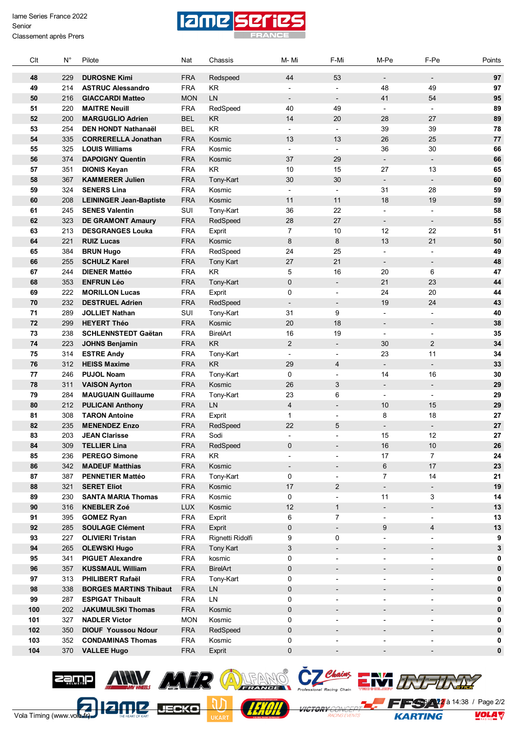Iame Series France 2022
Senior
Classement après Prers

| Clt | N° | Pilote | Nat | Chassis | M- Mi | F-Mi | M-Pe | F-Pe | Points |
|---|---|---|---|---|---|---|---|---|---|
| 48 | 229 | DUROSNE Kimi | FRA | Redspeed | 44 | 53 | - | - | 97 |
| 49 | 214 | ASTRUC Alessandro | FRA | KR | - | - | 48 | 49 | 97 |
| 50 | 216 | GIACCARDI Matteo | MON | LN | - | - | 41 | 54 | 95 |
| 51 | 220 | MAITRE Neuill | FRA | RedSpeed | 40 | 49 | - | - | 89 |
| 52 | 200 | MARGUGLIO Adrien | BEL | KR | 14 | 20 | 28 | 27 | 89 |
| 53 | 254 | DEN HONDT Nathanaël | BEL | KR | - | - | 39 | 39 | 78 |
| 54 | 335 | CORRERELLA Jonathan | FRA | Kosmic | 13 | 13 | 26 | 25 | 77 |
| 55 | 325 | LOUIS Williams | FRA | Kosmic | - | - | 36 | 30 | 66 |
| 56 | 374 | DAPOIGNY Quentin | FRA | Kosmic | 37 | 29 | - | - | 66 |
| 57 | 351 | DIONIS Keyan | FRA | KR | 10 | 15 | 27 | 13 | 65 |
| 58 | 367 | KAMMERER Julien | FRA | Tony-Kart | 30 | 30 | - | - | 60 |
| 59 | 324 | SENERS Lina | FRA | Kosmic | - | - | 31 | 28 | 59 |
| 60 | 208 | LEININGER Jean-Baptiste | FRA | Kosmic | 11 | 11 | 18 | 19 | 59 |
| 61 | 245 | SENES Valentin | SUI | Tony-Kart | 36 | 22 | - | - | 58 |
| 62 | 323 | DE GRAMONT Amaury | FRA | RedSpeed | 28 | 27 | - | - | 55 |
| 63 | 213 | DESGRANGES Louka | FRA | Exprit | 7 | 10 | 12 | 22 | 51 |
| 64 | 221 | RUIZ Lucas | FRA | Kosmic | 8 | 8 | 13 | 21 | 50 |
| 65 | 384 | BRUN Hugo | FRA | RedSpeed | 24 | 25 | - | - | 49 |
| 66 | 255 | SCHULZ Karel | FRA | Tony Kart | 27 | 21 | - | - | 48 |
| 67 | 244 | DIENER Mattéo | FRA | KR | 5 | 16 | 20 | 6 | 47 |
| 68 | 353 | ENFRUN Léo | FRA | Tony-Kart | 0 | - | 21 | 23 | 44 |
| 69 | 222 | MORILLON Lucas | FRA | Exprit | 0 | - | 24 | 20 | 44 |
| 70 | 232 | DESTRUEL Adrien | FRA | RedSpeed | - | - | 19 | 24 | 43 |
| 71 | 289 | JOLLIET Nathan | SUI | Tony-Kart | 31 | 9 | - | - | 40 |
| 72 | 299 | HEYERT Théo | FRA | Kosmic | 20 | 18 | - | - | 38 |
| 73 | 238 | SCHLENNSTEDT Gaëtan | FRA | BirelArt | 16 | 19 | - | - | 35 |
| 74 | 223 | JOHNS Benjamin | FRA | KR | 2 | - | 30 | 2 | 34 |
| 75 | 314 | ESTRE Andy | FRA | Tony-Kart | - | - | 23 | 11 | 34 |
| 76 | 312 | HEISS Maxime | FRA | KR | 29 | 4 | - | - | 33 |
| 77 | 246 | PUJOL Noam | FRA | Tony-Kart | 0 | - | 14 | 16 | 30 |
| 78 | 311 | VAISON Ayrton | FRA | Kosmic | 26 | 3 | - | - | 29 |
| 79 | 284 | MAUGUAIN Guillaume | FRA | Tony-Kart | 23 | 6 | - | - | 29 |
| 80 | 212 | PULICANI Anthony | FRA | LN | 4 | - | 10 | 15 | 29 |
| 81 | 308 | TARON Antoine | FRA | Exprit | 1 | - | 8 | 18 | 27 |
| 82 | 235 | MENENDEZ Enzo | FRA | RedSpeed | 22 | 5 | - | - | 27 |
| 83 | 203 | JEAN Clarisse | FRA | Sodi | - | - | 15 | 12 | 27 |
| 84 | 309 | TELLIER Lina | FRA | RedSpeed | 0 | - | 16 | 10 | 26 |
| 85 | 236 | PEREGO Simone | FRA | KR | - | - | 17 | 7 | 24 |
| 86 | 342 | MADEUF Matthias | FRA | Kosmic | - | - | 6 | 17 | 23 |
| 87 | 387 | PENNETIER Mattéo | FRA | Tony-Kart | 0 | - | 7 | 14 | 21 |
| 88 | 321 | SERET Eliot | FRA | Kosmic | 17 | 2 | - | - | 19 |
| 89 | 230 | SANTA MARIA Thomas | FRA | Kosmic | 0 | - | 11 | 3 | 14 |
| 90 | 316 | KNEBLER Zoé | LUX | Kosmic | 12 | 1 | - | - | 13 |
| 91 | 395 | GOMEZ Ryan | FRA | Exprit | 6 | 7 | - | - | 13 |
| 92 | 285 | SOULAGE Clément | FRA | Exprit | 0 | - | 9 | 4 | 13 |
| 93 | 227 | OLIVIERI Tristan | FRA | Rignetti Ridolfi | 9 | 0 | - | - | 9 |
| 94 | 265 | OLEWSKI Hugo | FRA | Tony Kart | 3 | - | - | - | 3 |
| 95 | 341 | PIGUET Alexandre | FRA | kosmic | 0 | - | - | - | 0 |
| 96 | 357 | KUSSMAUL William | FRA | BirelArt | 0 | - | - | - | 0 |
| 97 | 313 | PHILIBERT Rafaël | FRA | Tony-Kart | 0 | - | - | - | 0 |
| 98 | 338 | BORGES MARTINS Thibaut | FRA | LN | 0 | - | - | - | 0 |
| 99 | 287 | ESPIGAT Thibault | FRA | LN | 0 | - | - | - | 0 |
| 100 | 202 | JAKUMULSKI Thomas | FRA | Kosmic | 0 | - | - | - | 0 |
| 101 | 327 | NADLER Victor | MON | Kosmic | 0 | - | - | - | 0 |
| 102 | 350 | DIOUF Youssou Ndour | FRA | RedSpeed | 0 | - | - | - | 0 |
| 103 | 352 | CONDAMINAS Thomas | FRA | Kosmic | 0 | - | - | - | 0 |
| 104 | 370 | VALLEE Hugo | FRA | Exprit | 0 | - | - | - | 0 |

Vola Timing (www.vola.fr)